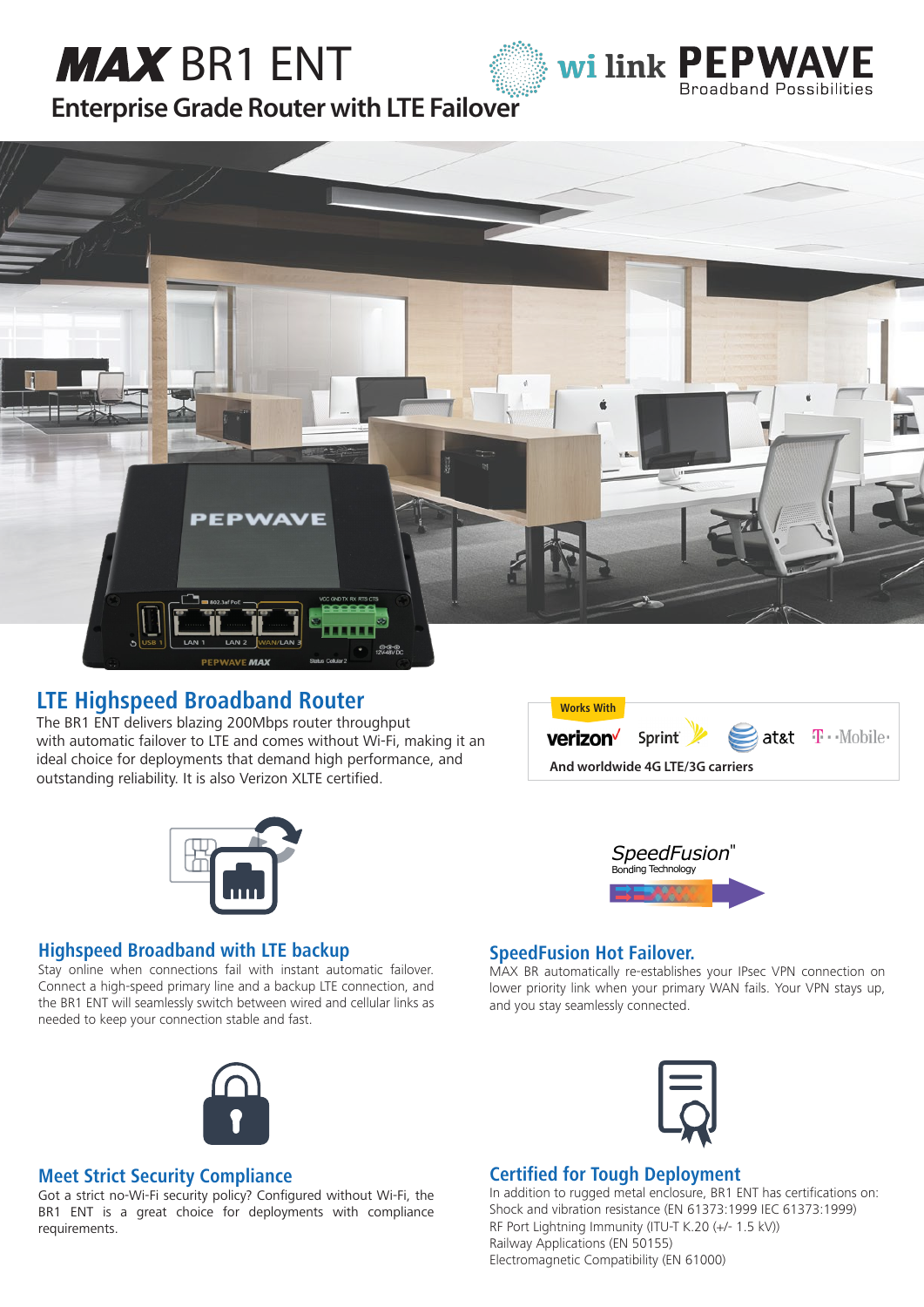# MAX BR1 ENT

## Enterprise Grade Router with LTE Failover

## LTE Highspeed Broadband Router

The BR1 ENT delivers blazing 200Mbps router throughput with automatic failover to LTE and comes without Wi-Fi, making it an ideal choice for deployments that demand high performance, and outstanding reliability. It is also Verizon XLTE certified.

Works With

verizon Sprint at&t T-Mobile

And worldwide 4G LTE/3G carriers

### Highspeed Broadband with LTE backup

Stay online when connections fail with instant automatic failover. Connect a high-speed primary line and a backup LTE connection, and the BR1 ENT will seamlessly switch between wired and cellular links as needed to keep your connection stable and fast.

### SpeedFusion Hot Failover.

MAX BR automatically re-establishes your IPsec VPN connection on lower priority link when your primary WAN fails. Your VPN stays up, and you stay seamlessly connected.

### Meet Strict Security Compliance

Got a strict no-Wi-Fi security policy? Configured without Wi-Fi, the BR1 ENT is a great choice for deployments with compliance requirements.

### Certified for Tough Deployment

In addition to rugged metal enclosure, BR1 ENT has certifications on:
Shock and vibration resistance (EN 61373:1999 IEC 61373:1999)
RF Port Lightning Immunity (ITU-T K.20 (+/- 1.5 kV))
Railway Applications (EN 50155)
Electromagnetic Compatibility (EN 61000)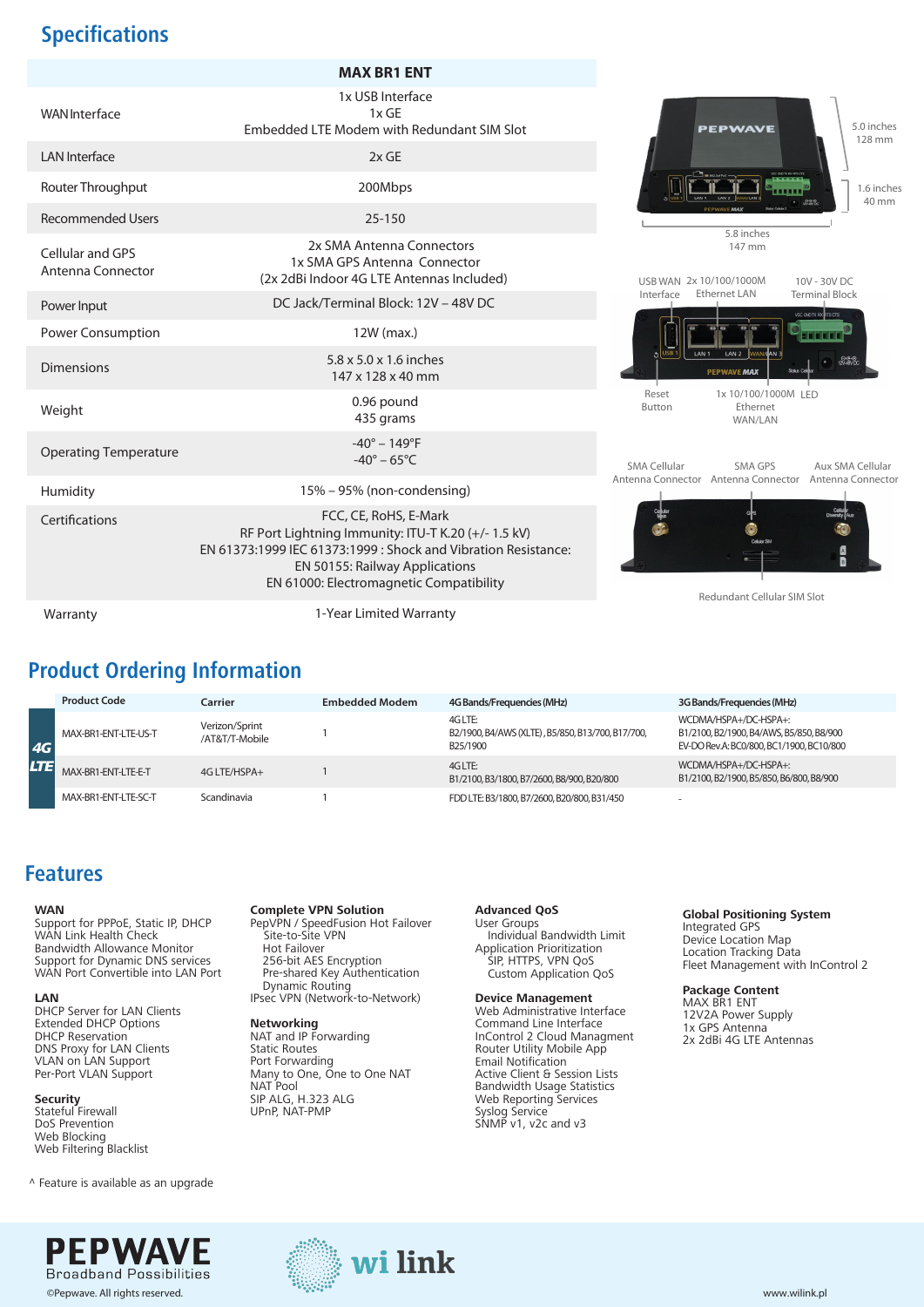## Specifications

| | MAX BR1 ENT |
|---|---|
| WAN Interface | 1x USB Interface<br>1x GE<br>Embedded LTE Modem with Redundant SIM Slot |
| LAN Interface | 2x GE |
| Router Throughput | 200Mbps |
| Recommended Users | 25-150 |
| Cellular and GPS Antenna Connector | 2x SMA Antenna Connectors<br>1x SMA GPS Antenna Connector<br>(2x 2dBi Indoor 4G LTE Antennas Included) |
| Power Input | DC Jack/Terminal Block: 12V – 48V DC |
| Power Consumption | 12W (max.) |
| Dimensions | 5.8 x 5.0 x 1.6 inches<br>147 x 128 x 40 mm |
| Weight | 0.96 pound<br>435 grams |
| Operating Temperature | -40° – 149°F<br>-40° – 65°C |
| Humidity | 15% – 95% (non-condensing) |
| Certifications | FCC, CE, RoHS, E-Mark<br>RF Port Lightning Immunity: ITU-T K.20 (+/- 1.5 kV)<br>EN 61373:1999 IEC 61373:1999 : Shock and Vibration Resistance:<br>EN 50155: Railway Applications<br>EN 61000: Electromagnetic Compatibility |
| Warranty | 1-Year Limited Warranty |

5.0 inches
128 mm

1.6 inches
40 mm

5.8 inches
147 mm

USB WAN Interface

2x 10/100/1000M Ethernet LAN

10V - 30V DC Terminal Block

Reset Button

1x 10/100/1000M Ethernet WAN/LAN

LED

SMA Cellular Antenna Connector

SMA GPS Antenna Connector

Aux SMA Cellular Antenna Connector

Redundant Cellular SIM Slot

## Product Ordering Information

| | Product Code | Carrier | Embedded Modem | 4G Bands/Frequencies (MHz) | 3G Bands/Frequencies (MHz) |
|---|---|---|---|---|---|
| 4G LTE | MAX-BR1-ENT-LTE-US-T | Verizon/Sprint /AT&T/T-Mobile | 1 | 4G LTE:<br>B2/1900, B4/AWS (XLTE), B5/850, B13/700, B17/700, B25/1900 | WCDMA/HSPA+/DC-HSPA+:<br>B1/2100, B2/1900, B4/AWS, B5/850, B8/900<br>EV-DO Rev.A: BC0/800, BC1/1900, BC10/800 |
| | MAX-BR1-ENT-LTE-E-T | 4G LTE/HSPA+ | 1 | 4G LTE:<br>B1/2100, B3/1800, B7/2600, B8/900, B20/800 | WCDMA/HSPA+/DC-HSPA+:<br>B1/2100, B2/1900, B5/850, B6/800, B8/900 |
| | MAX-BR1-ENT-LTE-SC-T | Scandinavia | 1 | FDD LTE: B3/1800, B7/2600, B20/800, B31/450 | - |

## Features

**WAN**
Support for PPPoE, Static IP, DHCP
WAN Link Health Check
Bandwidth Allowance Monitor
Support for Dynamic DNS services
WAN Port Convertible into LAN Port

**LAN**
DHCP Server for LAN Clients
Extended DHCP Options
DHCP Reservation
DNS Proxy for LAN Clients
VLAN on LAN Support
Per-Port VLAN Support

**Security**
Stateful Firewall
DoS Prevention
Web Blocking
Web Filtering Blacklist

**Complete VPN Solution**
PepVPN / SpeedFusion Hot Failover
- Site-to-Site VPN
- Hot Failover
- 256-bit AES Encryption
- Pre-shared Key Authentication
- Dynamic Routing

IPsec VPN (Network-to-Network)

**Networking**
NAT and IP Forwarding
Static Routes
Port Forwarding
Many to One, One to One NAT
NAT Pool
SIP ALG, H.323 ALG
UPnP, NAT-PMP

**Advanced QoS**
User Groups
- Individual Bandwidth Limit

Application Prioritization
- SIP, HTTPS, VPN QoS
- Custom Application QoS

**Device Management**
Web Administrative Interface
Command Line Interface
InControl 2 Cloud Managment
Router Utility Mobile App
Email Notification
Active Client & Session Lists
Bandwidth Usage Statistics
Web Reporting Services
Syslog Service
SNMP v1, v2c and v3

**Global Positioning System**
Integrated GPS
Device Location Map
Location Tracking Data
Fleet Management with InControl 2

**Package Content**
MAX BR1 ENT
12V2A Power Supply
1x GPS Antenna
2x 2dBi 4G LTE Antennas

^ Feature is available as an upgrade

PEPWAVE Broadband Possibilities
©Pepwave. All rights reserved.

wi link

www.wilink.pl